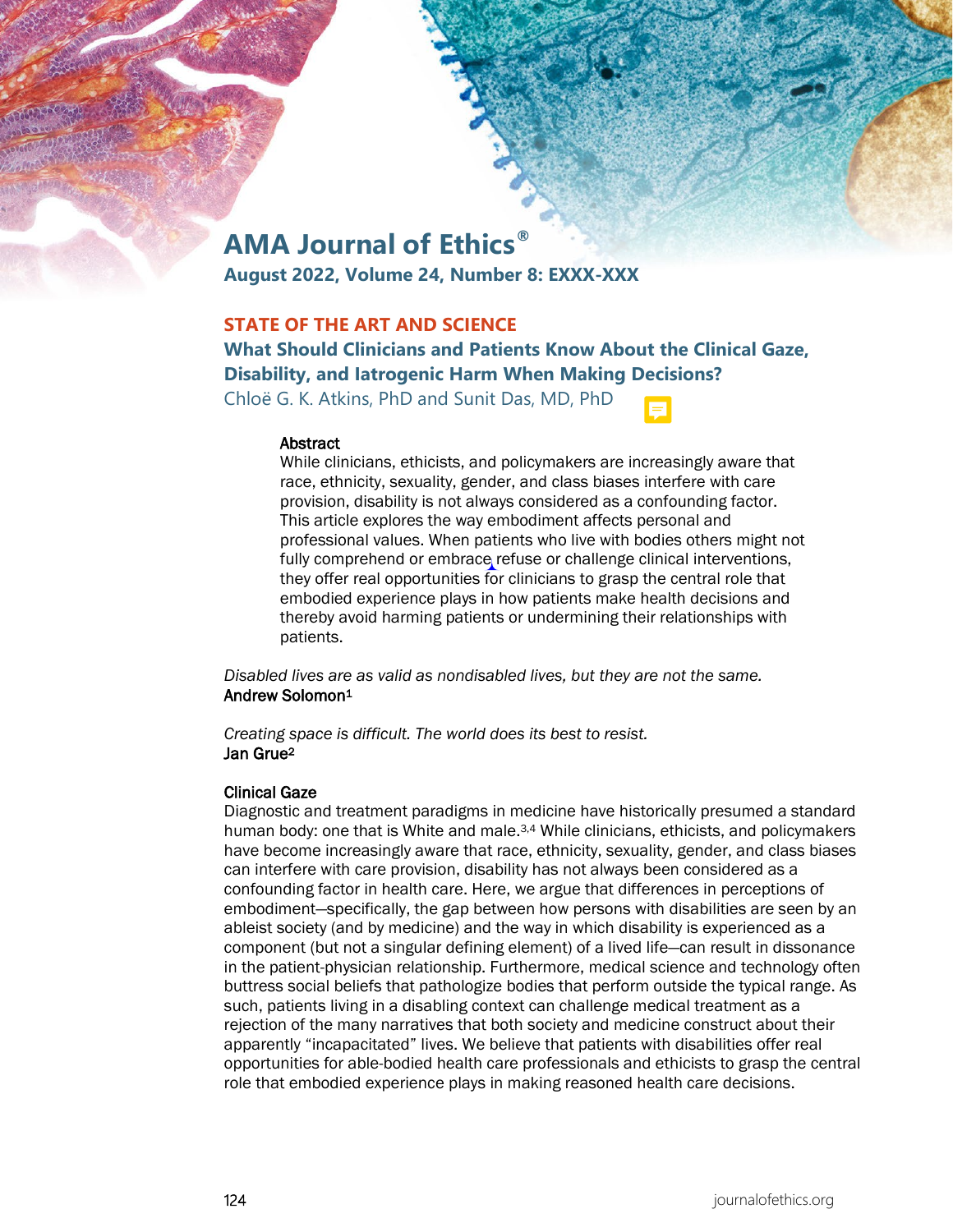## STATE OF THE ART AND SCIENCE

# What Should Clinicians and Patients Know About the Clinical Gaze, Disability, and Iatrogenic Harm When Making Decisions?

Chloë G. K. Atkins, PhD and Sunit Das, MD, PhD

### Abstract

While clinicians, ethicists, and policymakers are increasingly aware that race, ethnicity, sexuality, gender, and class biases interfere with care provision, disability is not always considered as a confounding factor. This article explores the way embodiment affects personal and professional values. When patients who live with bodies others might not fully comprehend or embrace refuse or challenge clinical interventions, they offer real opportunities for clinicians to grasp the central role that embodied experience plays in how patients make health decisions and thereby avoid harming patients or undermining their relationships with patients.

*Disabled lives are as valid as nondisabled lives, but they are not the same.*
Andrew Solomon[1]

*Creating space is difficult. The world does its best to resist.*
Jan Grue[2]

### Clinical Gaze

Diagnostic and treatment paradigms in medicine have historically presumed a standard human body: one that is White and male.[3,4] While clinicians, ethicists, and policymakers have become increasingly aware that race, ethnicity, sexuality, gender, and class biases can interfere with care provision, disability has not always been considered as a confounding factor in health care. Here, we argue that differences in perceptions of embodiment—specifically, the gap between how persons with disabilities are seen by an ableist society (and by medicine) and the way in which disability is experienced as a component (but not a singular defining element) of a lived life—can result in dissonance in the patient-physician relationship. Furthermore, medical science and technology often buttress social beliefs that pathologize bodies that perform outside the typical range. As such, patients living in a disabling context can challenge medical treatment as a rejection of the many narratives that both society and medicine construct about their apparently "incapacitated" lives. We believe that patients with disabilities offer real opportunities for able-bodied health care professionals and ethicists to grasp the central role that embodied experience plays in making reasoned health care decisions.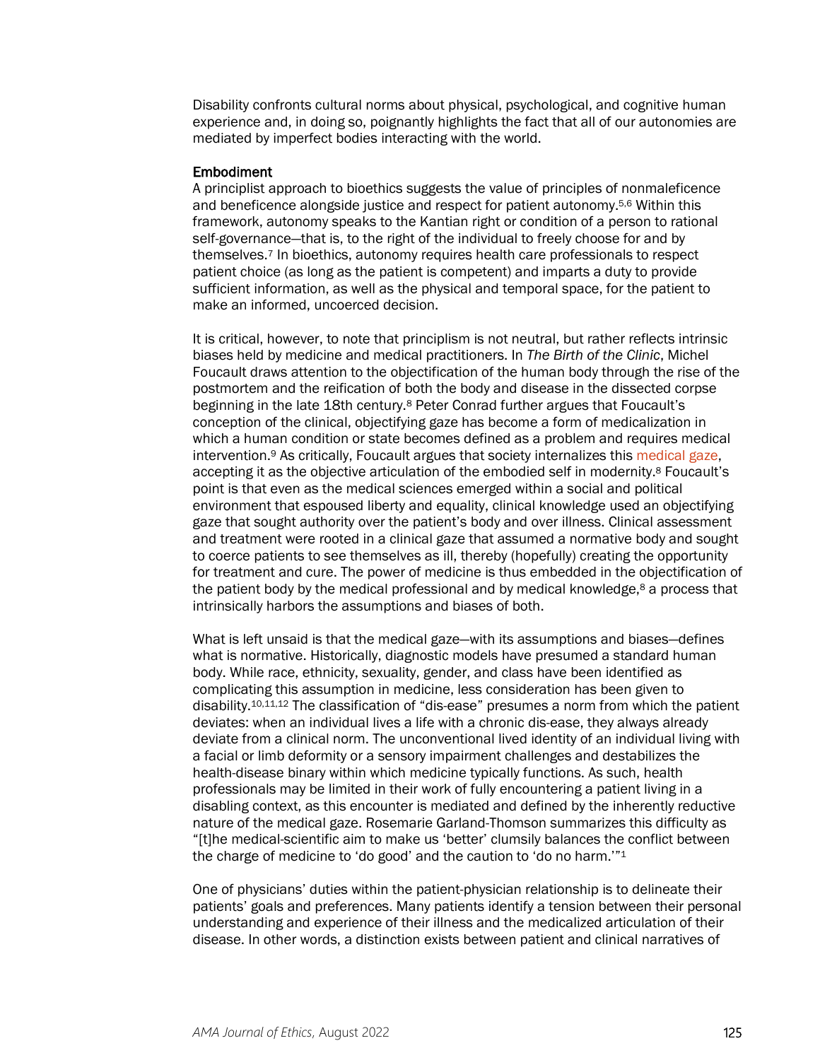Disability confronts cultural norms about physical, psychological, and cognitive human experience and, in doing so, poignantly highlights the fact that all of our autonomies are mediated by imperfect bodies interacting with the world.

## Embodiment

A principlist approach to bioethics suggests the value of principles of nonmaleficence and beneficence alongside justice and respect for patient autonomy.[5,6] Within this framework, autonomy speaks to the Kantian right or condition of a person to rational self-governance—that is, to the right of the individual to freely choose for and by themselves.[7] In bioethics, autonomy requires health care professionals to respect patient choice (as long as the patient is competent) and imparts a duty to provide sufficient information, as well as the physical and temporal space, for the patient to make an informed, uncoerced decision.

It is critical, however, to note that principlism is not neutral, but rather reflects intrinsic biases held by medicine and medical practitioners. In *The Birth of the Clinic*, Michel Foucault draws attention to the objectification of the human body through the rise of the postmortem and the reification of both the body and disease in the dissected corpse beginning in the late 18th century.[8] Peter Conrad further argues that Foucault's conception of the clinical, objectifying gaze has become a form of medicalization in which a human condition or state becomes defined as a problem and requires medical intervention.[9] As critically, Foucault argues that society internalizes this medical gaze, accepting it as the objective articulation of the embodied self in modernity.[8] Foucault's point is that even as the medical sciences emerged within a social and political environment that espoused liberty and equality, clinical knowledge used an objectifying gaze that sought authority over the patient's body and over illness. Clinical assessment and treatment were rooted in a clinical gaze that assumed a normative body and sought to coerce patients to see themselves as ill, thereby (hopefully) creating the opportunity for treatment and cure. The power of medicine is thus embedded in the objectification of the patient body by the medical professional and by medical knowledge,[8] a process that intrinsically harbors the assumptions and biases of both.

What is left unsaid is that the medical gaze—with its assumptions and biases—defines what is normative. Historically, diagnostic models have presumed a standard human body. While race, ethnicity, sexuality, gender, and class have been identified as complicating this assumption in medicine, less consideration has been given to disability.[10,11,12] The classification of "dis-ease" presumes a norm from which the patient deviates: when an individual lives a life with a chronic dis-ease, they always already deviate from a clinical norm. The unconventional lived identity of an individual living with a facial or limb deformity or a sensory impairment challenges and destabilizes the health-disease binary within which medicine typically functions. As such, health professionals may be limited in their work of fully encountering a patient living in a disabling context, as this encounter is mediated and defined by the inherently reductive nature of the medical gaze. Rosemarie Garland-Thomson summarizes this difficulty as "[t]he medical-scientific aim to make us 'better' clumsily balances the conflict between the charge of medicine to 'do good' and the caution to 'do no harm.'"[1]

One of physicians' duties within the patient-physician relationship is to delineate their patients' goals and preferences. Many patients identify a tension between their personal understanding and experience of their illness and the medicalized articulation of their disease. In other words, a distinction exists between patient and clinical narratives of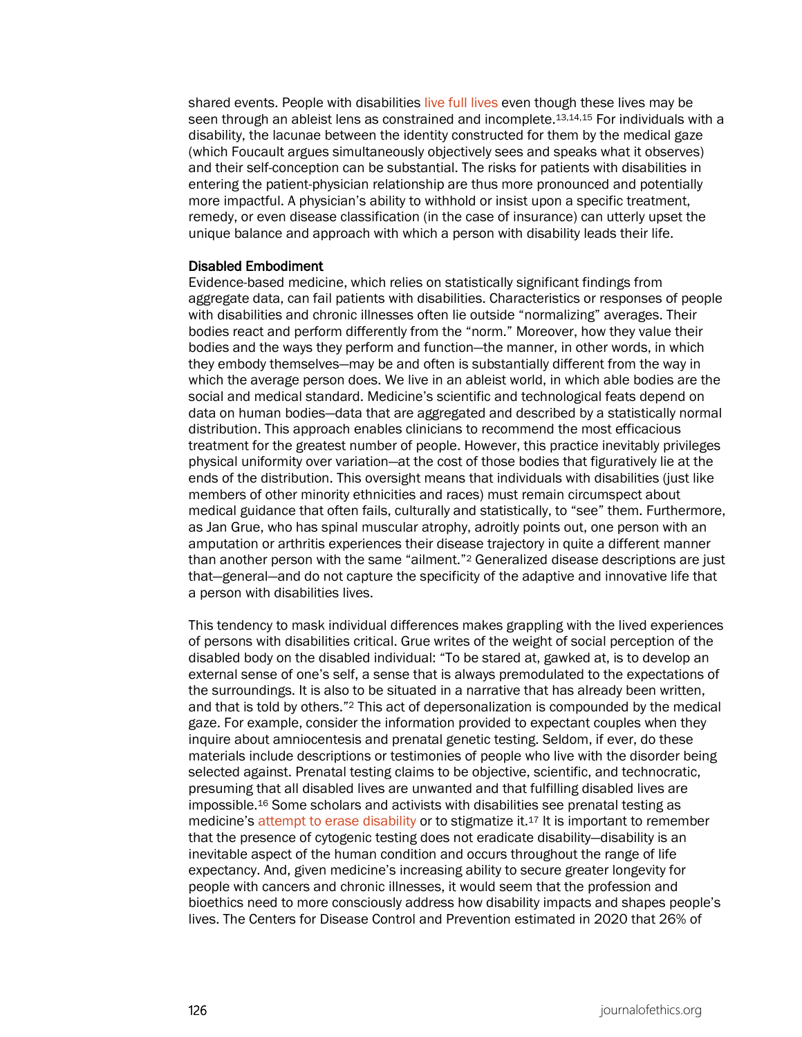shared events. People with disabilities live full lives even though these lives may be seen through an ableist lens as constrained and incomplete.[13,14,15] For individuals with a disability, the lacunae between the identity constructed for them by the medical gaze (which Foucault argues simultaneously objectively sees and speaks what it observes) and their self-conception can be substantial. The risks for patients with disabilities in entering the patient-physician relationship are thus more pronounced and potentially more impactful. A physician's ability to withhold or insist upon a specific treatment, remedy, or even disease classification (in the case of insurance) can utterly upset the unique balance and approach with which a person with disability leads their life.

### Disabled Embodiment

Evidence-based medicine, which relies on statistically significant findings from aggregate data, can fail patients with disabilities. Characteristics or responses of people with disabilities and chronic illnesses often lie outside "normalizing" averages. Their bodies react and perform differently from the "norm." Moreover, how they value their bodies and the ways they perform and function—the manner, in other words, in which they embody themselves—may be and often is substantially different from the way in which the average person does. We live in an ableist world, in which able bodies are the social and medical standard. Medicine's scientific and technological feats depend on data on human bodies—data that are aggregated and described by a statistically normal distribution. This approach enables clinicians to recommend the most efficacious treatment for the greatest number of people. However, this practice inevitably privileges physical uniformity over variation—at the cost of those bodies that figuratively lie at the ends of the distribution. This oversight means that individuals with disabilities (just like members of other minority ethnicities and races) must remain circumspect about medical guidance that often fails, culturally and statistically, to "see" them. Furthermore, as Jan Grue, who has spinal muscular atrophy, adroitly points out, one person with an amputation or arthritis experiences their disease trajectory in quite a different manner than another person with the same "ailment."[2] Generalized disease descriptions are just that—general—and do not capture the specificity of the adaptive and innovative life that a person with disabilities lives.

This tendency to mask individual differences makes grappling with the lived experiences of persons with disabilities critical. Grue writes of the weight of social perception of the disabled body on the disabled individual: "To be stared at, gawked at, is to develop an external sense of one's self, a sense that is always premodulated to the expectations of the surroundings. It is also to be situated in a narrative that has already been written, and that is told by others."[2] This act of depersonalization is compounded by the medical gaze. For example, consider the information provided to expectant couples when they inquire about amniocentesis and prenatal genetic testing. Seldom, if ever, do these materials include descriptions or testimonies of people who live with the disorder being selected against. Prenatal testing claims to be objective, scientific, and technocratic, presuming that all disabled lives are unwanted and that fulfilling disabled lives are impossible.[16] Some scholars and activists with disabilities see prenatal testing as medicine's attempt to erase disability or to stigmatize it.[17] It is important to remember that the presence of cytogenic testing does not eradicate disability—disability is an inevitable aspect of the human condition and occurs throughout the range of life expectancy. And, given medicine's increasing ability to secure greater longevity for people with cancers and chronic illnesses, it would seem that the profession and bioethics need to more consciously address how disability impacts and shapes people's lives. The Centers for Disease Control and Prevention estimated in 2020 that 26% of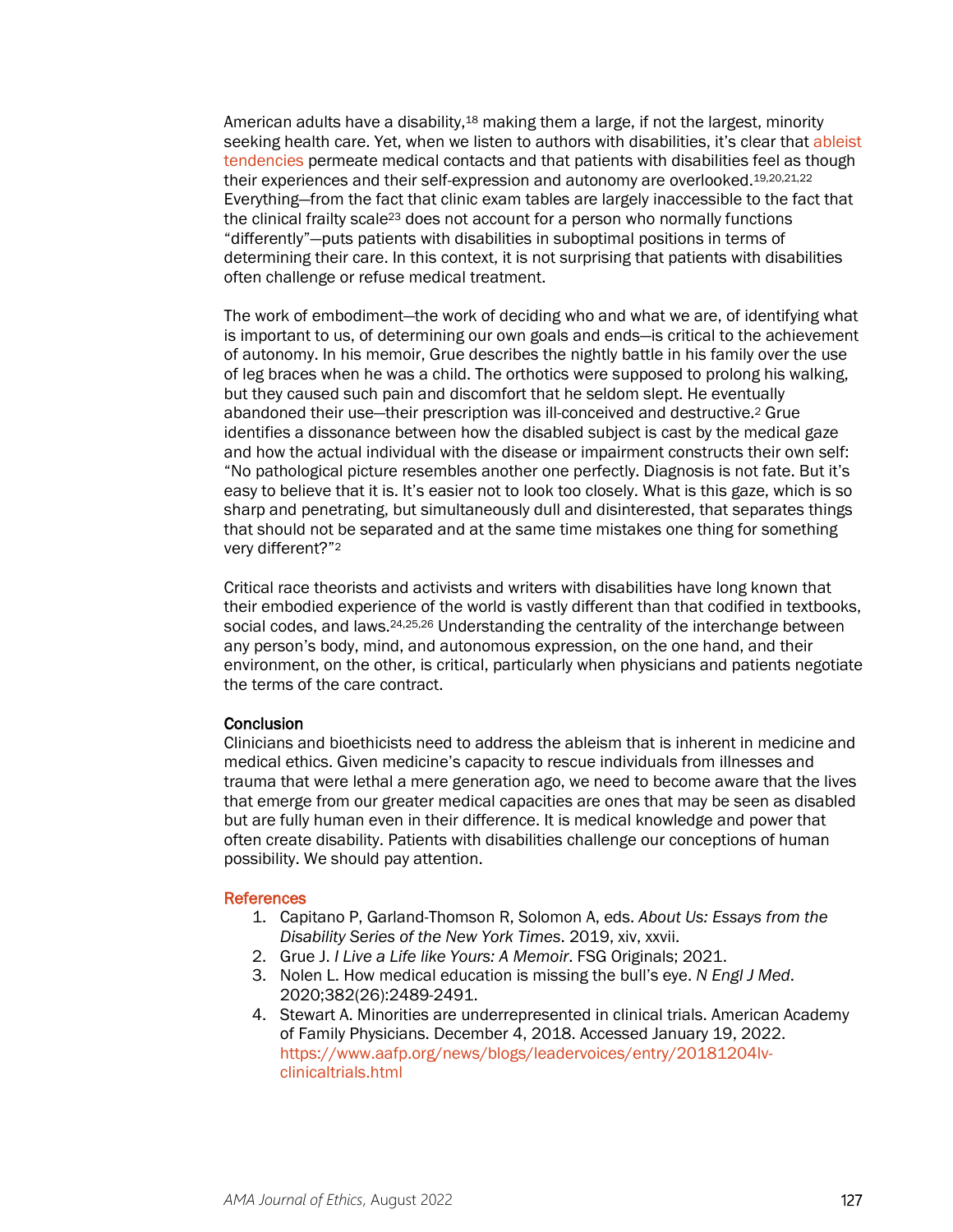American adults have a disability,[18] making them a large, if not the largest, minority seeking health care. Yet, when we listen to authors with disabilities, it's clear that ableist tendencies permeate medical contacts and that patients with disabilities feel as though their experiences and their self-expression and autonomy are overlooked.[19,20,21,22] Everything—from the fact that clinic exam tables are largely inaccessible to the fact that the clinical frailty scale[23] does not account for a person who normally functions "differently"—puts patients with disabilities in suboptimal positions in terms of determining their care. In this context, it is not surprising that patients with disabilities often challenge or refuse medical treatment.

The work of embodiment—the work of deciding who and what we are, of identifying what is important to us, of determining our own goals and ends—is critical to the achievement of autonomy. In his memoir, Grue describes the nightly battle in his family over the use of leg braces when he was a child. The orthotics were supposed to prolong his walking, but they caused such pain and discomfort that he seldom slept. He eventually abandoned their use—their prescription was ill-conceived and destructive.[2] Grue identifies a dissonance between how the disabled subject is cast by the medical gaze and how the actual individual with the disease or impairment constructs their own self: "No pathological picture resembles another one perfectly. Diagnosis is not fate. But it's easy to believe that it is. It's easier not to look too closely. What is this gaze, which is so sharp and penetrating, but simultaneously dull and disinterested, that separates things that should not be separated and at the same time mistakes one thing for something very different?"[2]

Critical race theorists and activists and writers with disabilities have long known that their embodied experience of the world is vastly different than that codified in textbooks, social codes, and laws.[24,25,26] Understanding the centrality of the interchange between any person's body, mind, and autonomous expression, on the one hand, and their environment, on the other, is critical, particularly when physicians and patients negotiate the terms of the care contract.

## Conclusion

Clinicians and bioethicists need to address the ableism that is inherent in medicine and medical ethics. Given medicine's capacity to rescue individuals from illnesses and trauma that were lethal a mere generation ago, we need to become aware that the lives that emerge from our greater medical capacities are ones that may be seen as disabled but are fully human even in their difference. It is medical knowledge and power that often create disability. Patients with disabilities challenge our conceptions of human possibility. We should pay attention.

## References

1. Capitano P, Garland-Thomson R, Solomon A, eds. *About Us: Essays from the Disability Series of the New York Times*. 2019, xiv, xxvii.
2. Grue J. *I Live a Life like Yours: A Memoir*. FSG Originals; 2021.
3. Nolen L. How medical education is missing the bull's eye. *N Engl J Med*. 2020;382(26):2489-2491.
4. Stewart A. Minorities are underrepresented in clinical trials. American Academy of Family Physicians. December 4, 2018. Accessed January 19, 2022. https://www.aafp.org/news/blogs/leadervoices/entry/20181204lv-clinicaltrials.html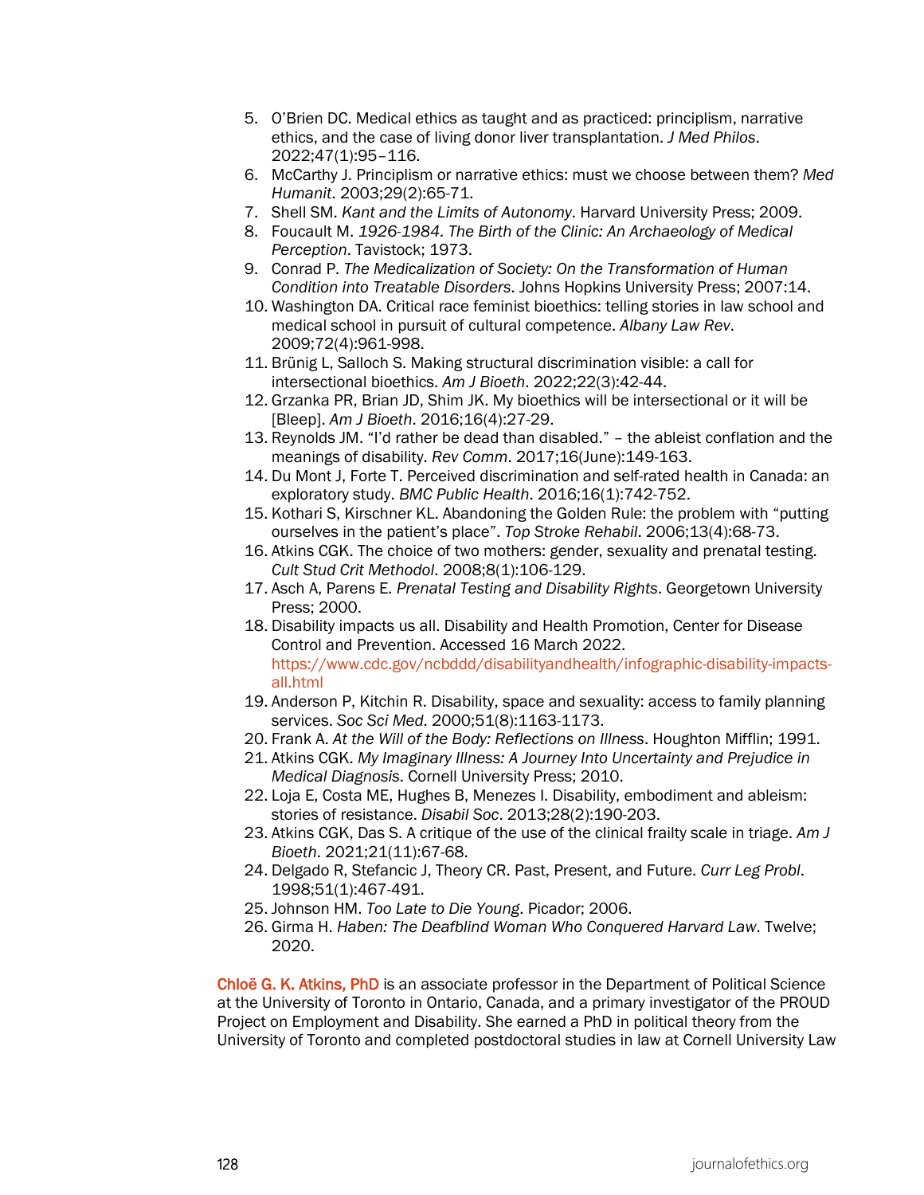5. O'Brien DC. Medical ethics as taught and as practiced: principlism, narrative ethics, and the case of living donor liver transplantation. *J Med Philos*. 2022;47(1):95–116.
6. McCarthy J. Principlism or narrative ethics: must we choose between them? *Med Humanit*. 2003;29(2):65-71.
7. Shell SM. *Kant and the Limits of Autonomy*. Harvard University Press; 2009.
8. Foucault M. *1926-1984. The Birth of the Clinic: An Archaeology of Medical Perception*. Tavistock; 1973.
9. Conrad P. *The Medicalization of Society: On the Transformation of Human Condition into Treatable Disorders*. Johns Hopkins University Press; 2007:14.
10. Washington DA. Critical race feminist bioethics: telling stories in law school and medical school in pursuit of cultural competence. *Albany Law Rev*. 2009;72(4):961-998.
11. Brünig L, Salloch S. Making structural discrimination visible: a call for intersectional bioethics. *Am J Bioeth*. 2022;22(3):42-44.
12. Grzanka PR, Brian JD, Shim JK. My bioethics will be intersectional or it will be [Bleep]. *Am J Bioeth*. 2016;16(4):27-29.
13. Reynolds JM. "I'd rather be dead than disabled." – the ableist conflation and the meanings of disability. *Rev Comm*. 2017;16(June):149-163.
14. Du Mont J, Forte T. Perceived discrimination and self-rated health in Canada: an exploratory study. *BMC Public Health*. 2016;16(1):742-752.
15. Kothari S, Kirschner KL. Abandoning the Golden Rule: the problem with "putting ourselves in the patient's place". *Top Stroke Rehabil*. 2006;13(4):68-73.
16. Atkins CGK. The choice of two mothers: gender, sexuality and prenatal testing. *Cult Stud Crit Methodol*. 2008;8(1):106-129.
17. Asch A, Parens E. *Prenatal Testing and Disability Rights*. Georgetown University Press; 2000.
18. Disability impacts us all. Disability and Health Promotion, Center for Disease Control and Prevention. Accessed 16 March 2022. https://www.cdc.gov/ncbddd/disabilityandhealth/infographic-disability-impacts-all.html
19. Anderson P, Kitchin R. Disability, space and sexuality: access to family planning services. *Soc Sci Med*. 2000;51(8):1163-1173.
20. Frank A. *At the Will of the Body: Reflections on Illness*. Houghton Mifflin; 1991.
21. Atkins CGK. *My Imaginary Illness: A Journey Into Uncertainty and Prejudice in Medical Diagnosis*. Cornell University Press; 2010.
22. Loja E, Costa ME, Hughes B, Menezes I. Disability, embodiment and ableism: stories of resistance. *Disabil Soc*. 2013;28(2):190-203.
23. Atkins CGK, Das S. A critique of the use of the clinical frailty scale in triage. *Am J Bioeth*. 2021;21(11):67-68.
24. Delgado R, Stefancic J, Theory CR. Past, Present, and Future. *Curr Leg Probl*. 1998;51(1):467-491.
25. Johnson HM. *Too Late to Die Young*. Picador; 2006.
26. Girma H. *Haben: The Deafblind Woman Who Conquered Harvard Law*. Twelve; 2020.

**Chloë G. K. Atkins, PhD** is an associate professor in the Department of Political Science at the University of Toronto in Ontario, Canada, and a primary investigator of the PROUD Project on Employment and Disability. She earned a PhD in political theory from the University of Toronto and completed postdoctoral studies in law at Cornell University Law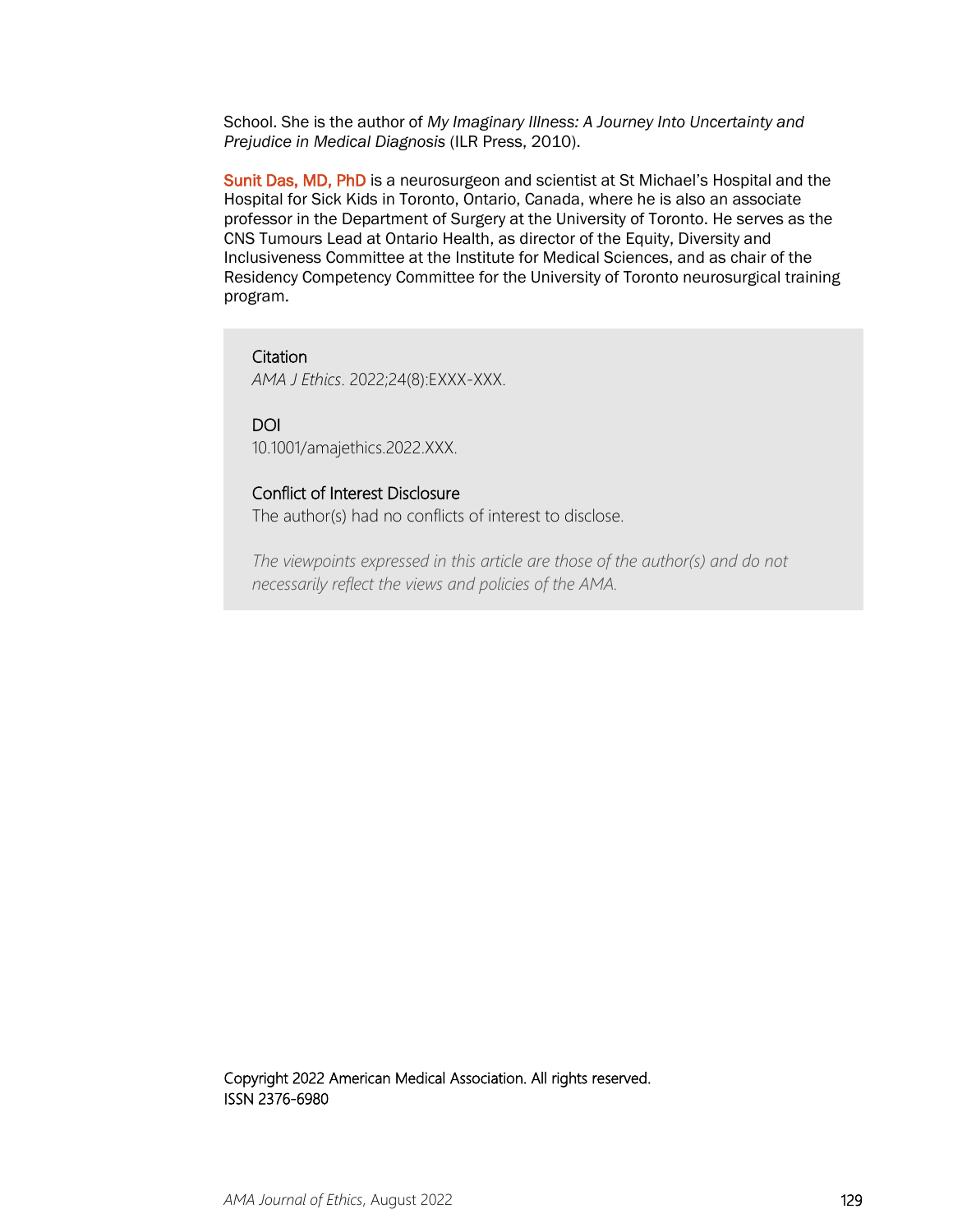School. She is the author of *My Imaginary Illness: A Journey Into Uncertainty and Prejudice in Medical Diagnosis* (ILR Press, 2010).

**Sunit Das, MD, PhD** is a neurosurgeon and scientist at St Michael's Hospital and the Hospital for Sick Kids in Toronto, Ontario, Canada, where he is also an associate professor in the Department of Surgery at the University of Toronto. He serves as the CNS Tumours Lead at Ontario Health, as director of the Equity, Diversity and Inclusiveness Committee at the Institute for Medical Sciences, and as chair of the Residency Competency Committee for the University of Toronto neurosurgical training program.

Citation
*AMA J Ethics*. 2022;24(8):EXXX-XXX.

DOI
10.1001/amajethics.2022.XXX.

Conflict of Interest Disclosure
The author(s) had no conflicts of interest to disclose.

*The viewpoints expressed in this article are those of the author(s) and do not necessarily reflect the views and policies of the AMA.*

Copyright 2022 American Medical Association. All rights reserved.
ISSN 2376-6980